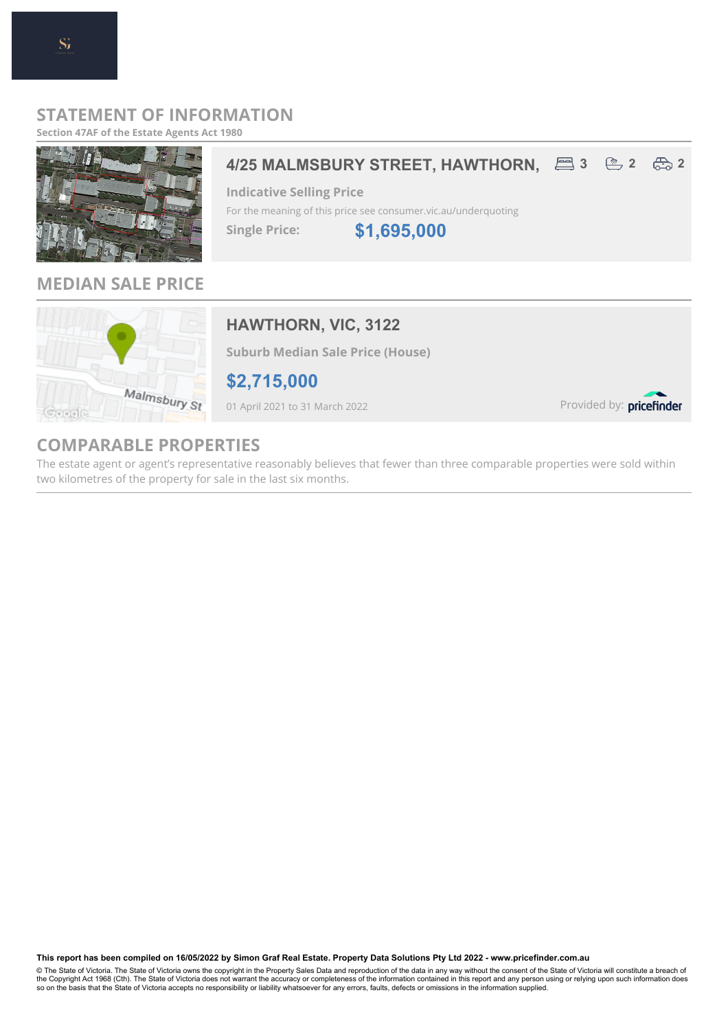# STATEMENT OF INFORMATION

**Section 47AF of the Estate Agents Act 1980**

## 4/25 MALMSBURY STREET, HAWTHORN,

3 bedrooms | 2 bathrooms | 2 car spaces

**Indicative Selling Price**

For the meaning of this price see consumer.vic.au/underquoting

**Single Price:** **$1,695,000**

## MEDIAN SALE PRICE

### HAWTHORN, VIC, 3122

**Suburb Median Sale Price (House)**

**$2,715,000**

01 April 2021 to 31 March 2022

Provided by: pricefinder

## COMPARABLE PROPERTIES

The estate agent or agent's representative reasonably believes that fewer than three comparable properties were sold within two kilometres of the property for sale in the last six months.

**This report has been compiled on 16/05/2022 by Simon Graf Real Estate. Property Data Solutions Pty Ltd 2022 - www.pricefinder.com.au**

© The State of Victoria. The State of Victoria owns the copyright in the Property Sales Data and reproduction of the data in any way without the consent of the State of Victoria will constitute a breach of the Copyright Act 1968 (Cth). The State of Victoria does not warrant the accuracy or completeness of the information contained in this report and any person using or relying upon such information does so on the basis that the State of Victoria accepts no responsibility or liability whatsoever for any errors, faults, defects or omissions in the information supplied.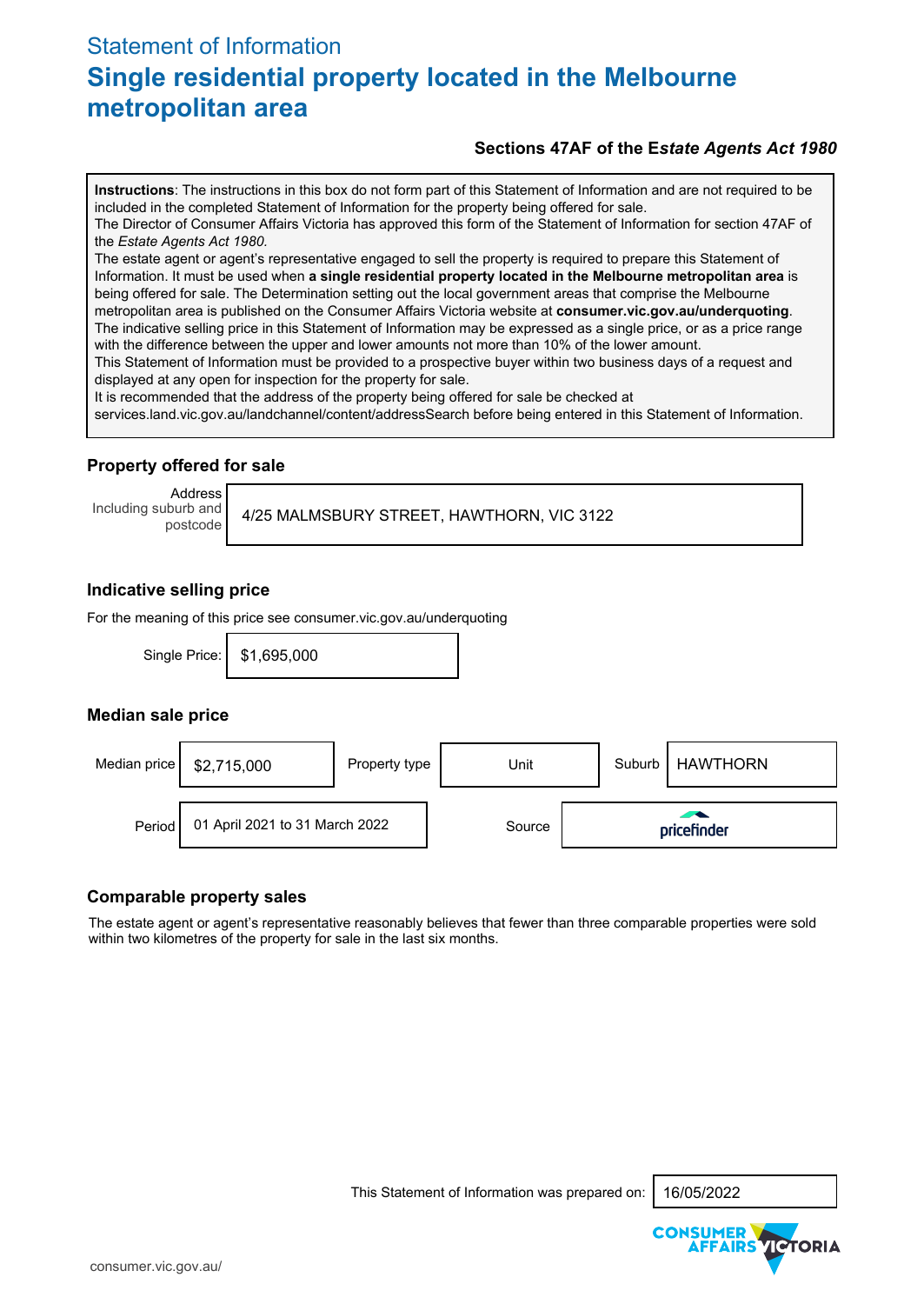# Statement of Information

## Single residential property located in the Melbourne metropolitan area

**Sections 47AF of the *Estate Agents Act 1980***

**Instructions**: The instructions in this box do not form part of this Statement of Information and are not required to be included in the completed Statement of Information for the property being offered for sale.
The Director of Consumer Affairs Victoria has approved this form of the Statement of Information for section 47AF of the *Estate Agents Act 1980.*
The estate agent or agent's representative engaged to sell the property is required to prepare this Statement of Information. It must be used when **a single residential property located in the Melbourne metropolitan area** is being offered for sale. The Determination setting out the local government areas that comprise the Melbourne metropolitan area is published on the Consumer Affairs Victoria website at **consumer.vic.gov.au/underquoting**.
The indicative selling price in this Statement of Information may be expressed as a single price, or as a price range with the difference between the upper and lower amounts not more than 10% of the lower amount.
This Statement of Information must be provided to a prospective buyer within two business days of a request and displayed at any open for inspection for the property for sale.
It is recommended that the address of the property being offered for sale be checked at services.land.vic.gov.au/landchannel/content/addressSearch before being entered in this Statement of Information.

### Property offered for sale

| | |
|---|---|
| Address Including suburb and postcode | 4/25 MALMSBURY STREET, HAWTHORN, VIC 3122 |

### Indicative selling price

For the meaning of this price see consumer.vic.gov.au/underquoting

Single Price: $1,695,000

### Median sale price

| | | | | | |
|---|---|---|---|---|---|
| Median price | $2,715,000 | Property type | Unit | Suburb | HAWTHORN |
| Period | 01 April 2021 to 31 March 2022 | Source | pricefinder | | |

### Comparable property sales

The estate agent or agent's representative reasonably believes that fewer than three comparable properties were sold within two kilometres of the property for sale in the last six months.

This Statement of Information was prepared on: 16/05/2022